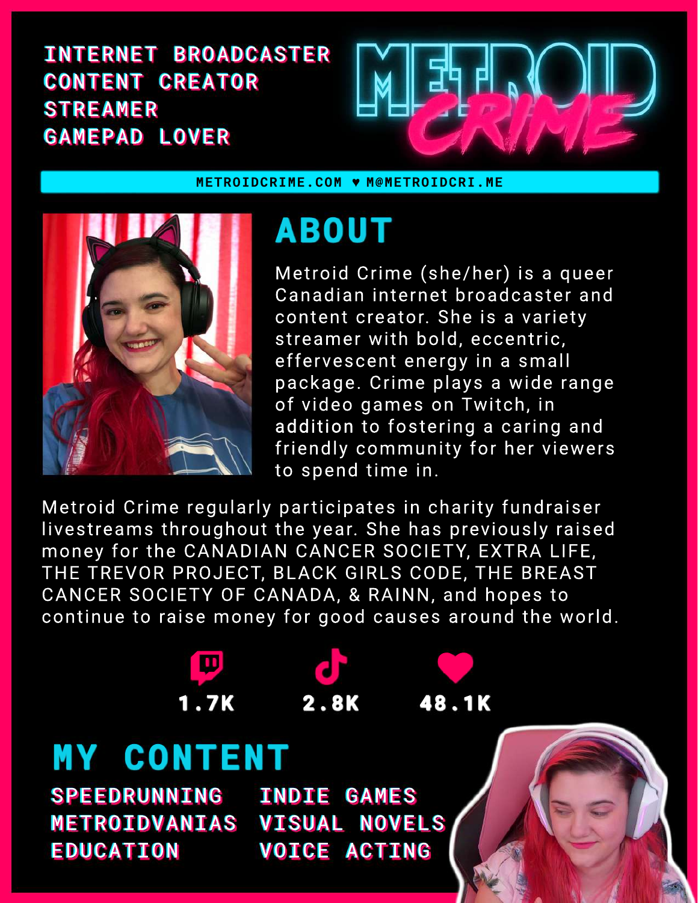INTERNET BROADCASTER
CONTENT CREATOR
STREAMER
GAMEPAD LOVER

# METROID CRIME

METROIDCRIME.COM ♥ M@METROIDCRI.ME

## ABOUT

Metroid Crime (she/her) is a queer Canadian internet broadcaster and content creator. She is a variety streamer with bold, eccentric, effervescent energy in a small package. Crime plays a wide range of video games on Twitch, in addition to fostering a caring and friendly community for her viewers to spend time in.

Metroid Crime regularly participates in charity fundraiser livestreams throughout the year. She has previously raised money for the CANADIAN CANCER SOCIETY, EXTRA LIFE, THE TREVOR PROJECT, BLACK GIRLS CODE, THE BREAST CANCER SOCIETY OF CANADA, & RAINN, and hopes to continue to raise money for good causes around the world.

1.7K    2.8K    48.1K

## MY CONTENT

- SPEEDRUNNING
- METROIDVANIAS
- EDUCATION
- INDIE GAMES
- VISUAL NOVELS
- VOICE ACTING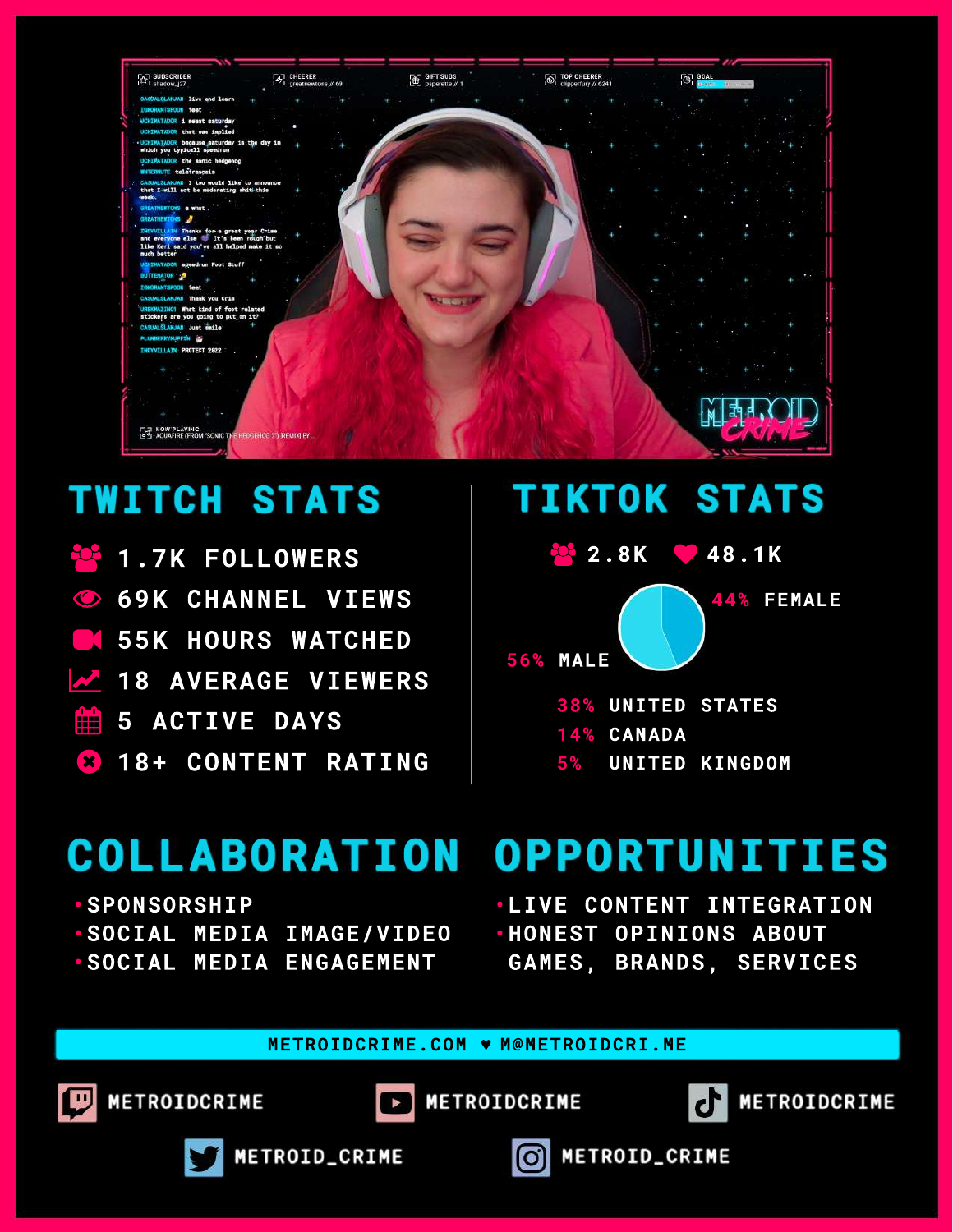## TWITCH STATS

- 1.7K FOLLOWERS
- 69K CHANNEL VIEWS
- 55K HOURS WATCHED
- 18 AVERAGE VIEWERS
- 5 ACTIVE DAYS
- 18+ CONTENT RATING

## TIKTOK STATS

2.8K ♥ 48.1K

44% FEMALE

56% MALE

38% UNITED STATES

14% CANADA

5% UNITED KINGDOM

## COLLABORATION OPPORTUNITIES

- SPONSORSHIP
- SOCIAL MEDIA IMAGE/VIDEO
- SOCIAL MEDIA ENGAGEMENT
- LIVE CONTENT INTEGRATION
- HONEST OPINIONS ABOUT GAMES, BRANDS, SERVICES

METROIDCRIME.COM ♥ M@METROIDCRI.ME

METROIDCRIME METROIDCRIME METROIDCRIME

METROID_CRIME METROID_CRIME